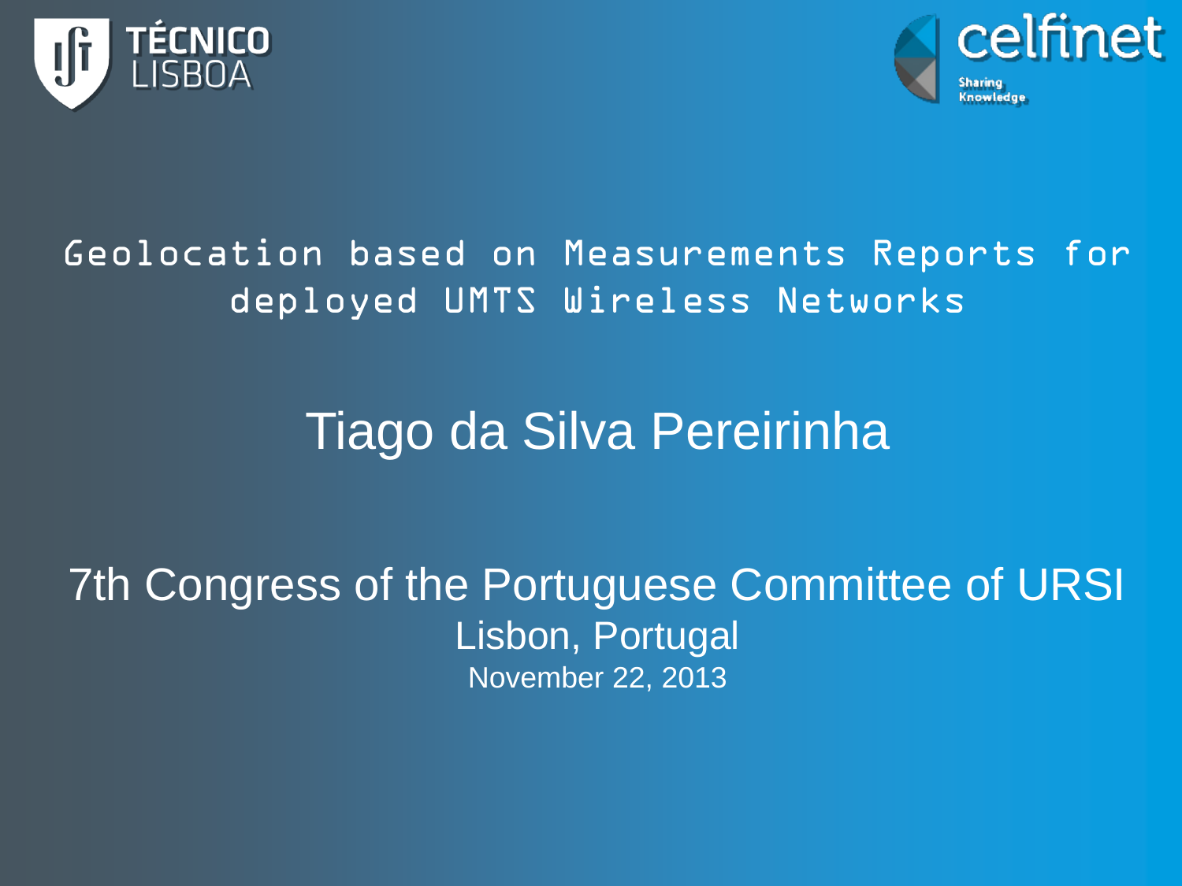# Geolocation based on Measurements Reports for deployed UMTS Wireless Networks

## Tiago da Silva Pereirinha

7th Congress of the Portuguese Committee of URSI

Lisbon, Portugal

November 22, 2013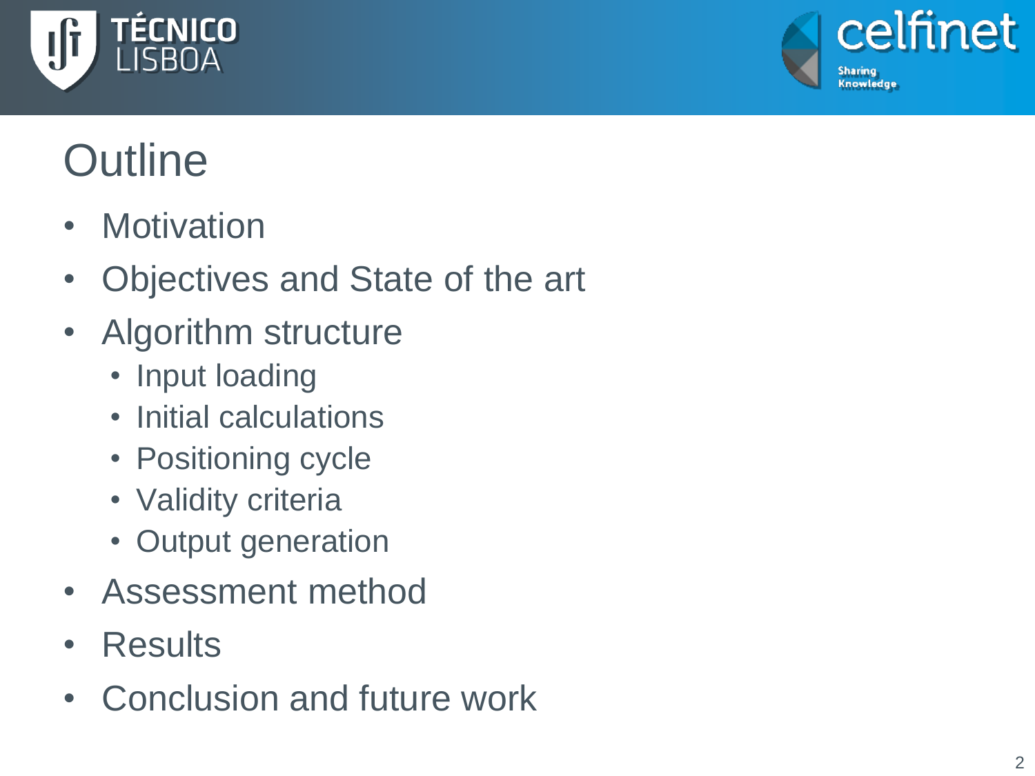# Outline

- Motivation
- Objectives and State of the art
- Algorithm structure
  - Input loading
  - Initial calculations
  - Positioning cycle
  - Validity criteria
  - Output generation
- Assessment method
- Results
- Conclusion and future work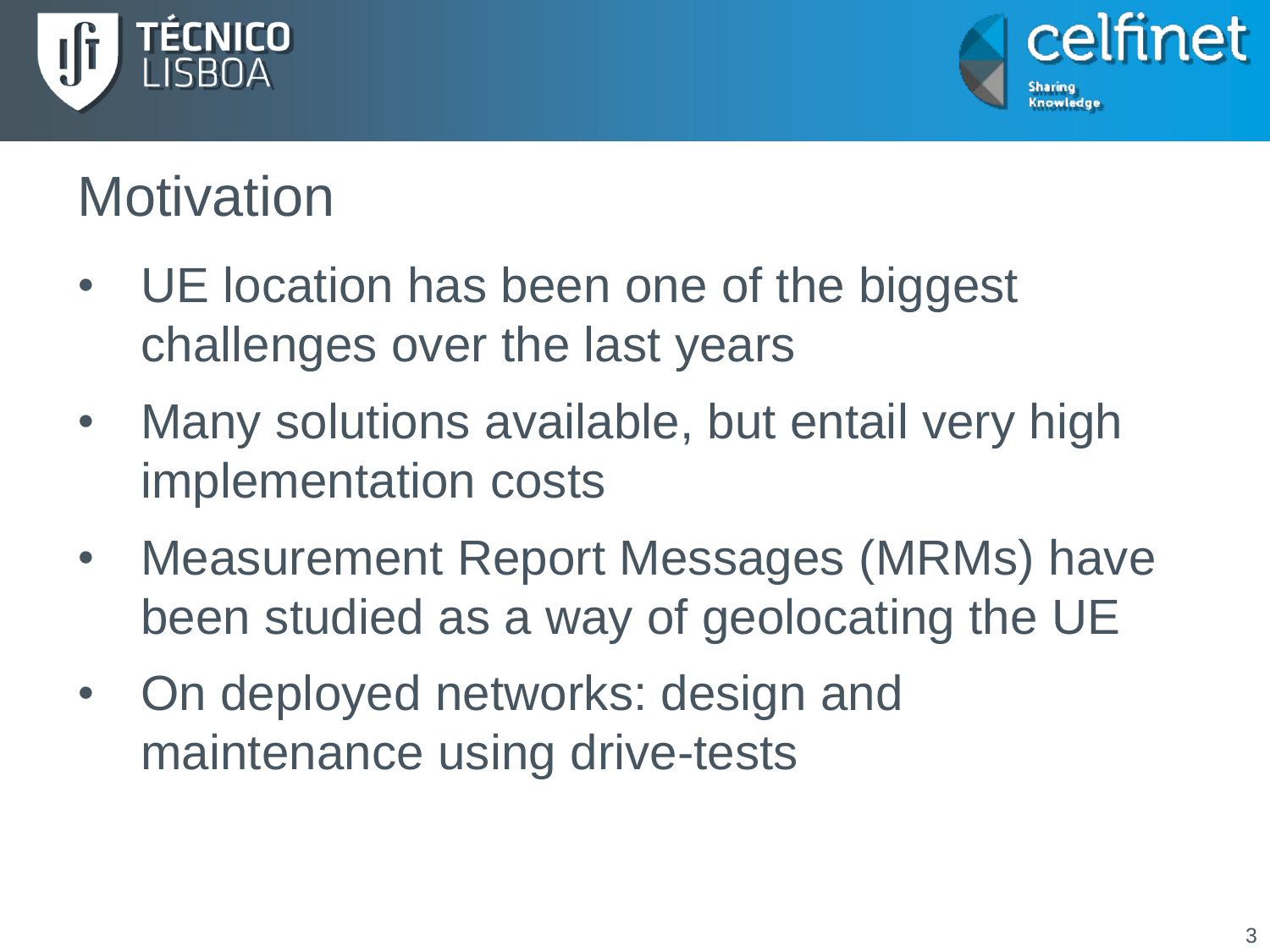# Motivation

- UE location has been one of the biggest challenges over the last years
- Many solutions available, but entail very high implementation costs
- Measurement Report Messages (MRMs) have been studied as a way of geolocating the UE
- On deployed networks: design and maintenance using drive-tests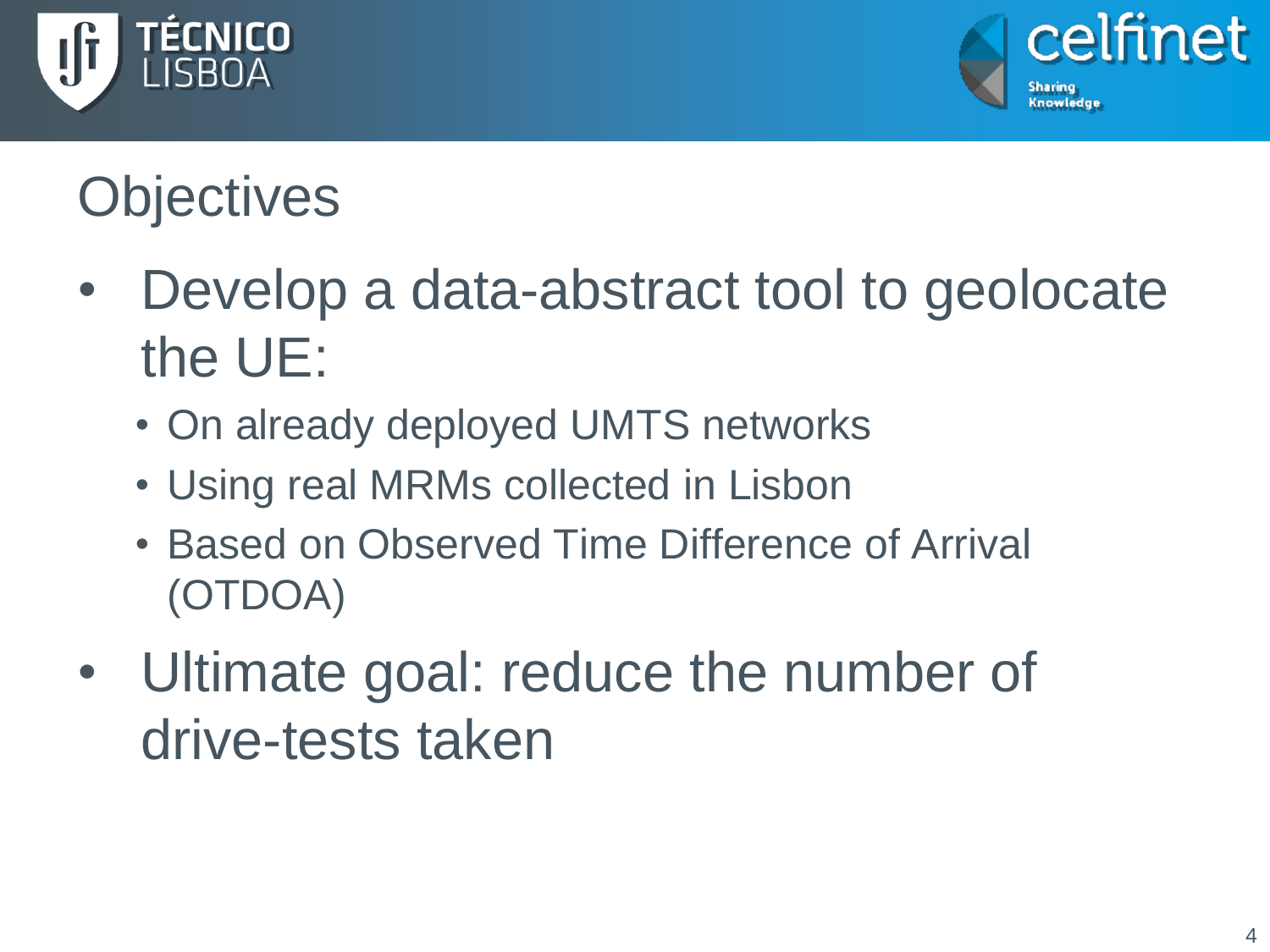# Objectives

- Develop a data-abstract tool to geolocate the UE:
  - On already deployed UMTS networks
  - Using real MRMs collected in Lisbon
  - Based on Observed Time Difference of Arrival (OTDOA)
- Ultimate goal: reduce the number of drive-tests taken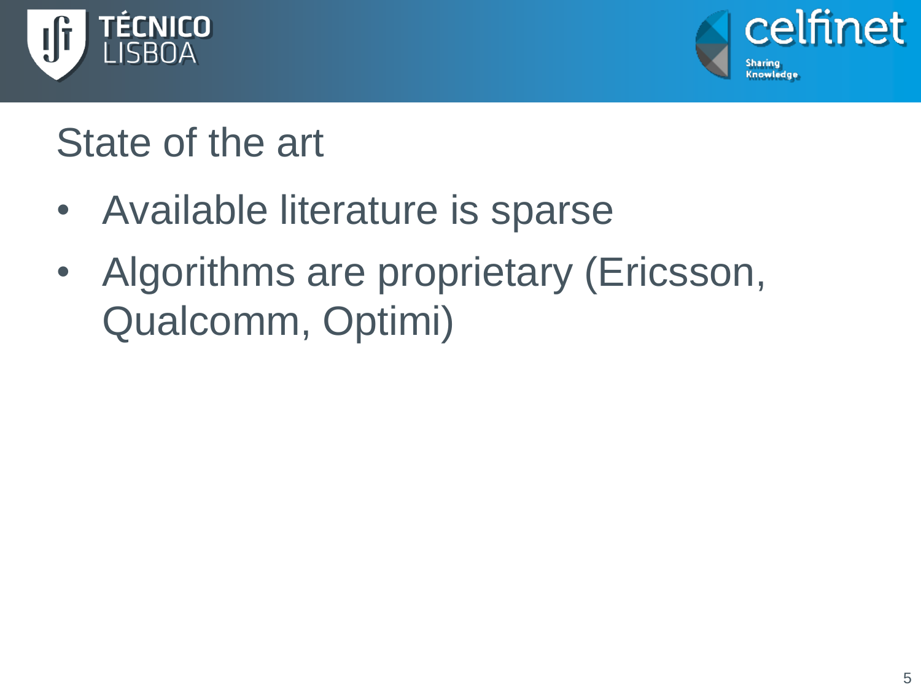# State of the art

- Available literature is sparse
- Algorithms are proprietary (Ericsson, Qualcomm, Optimi)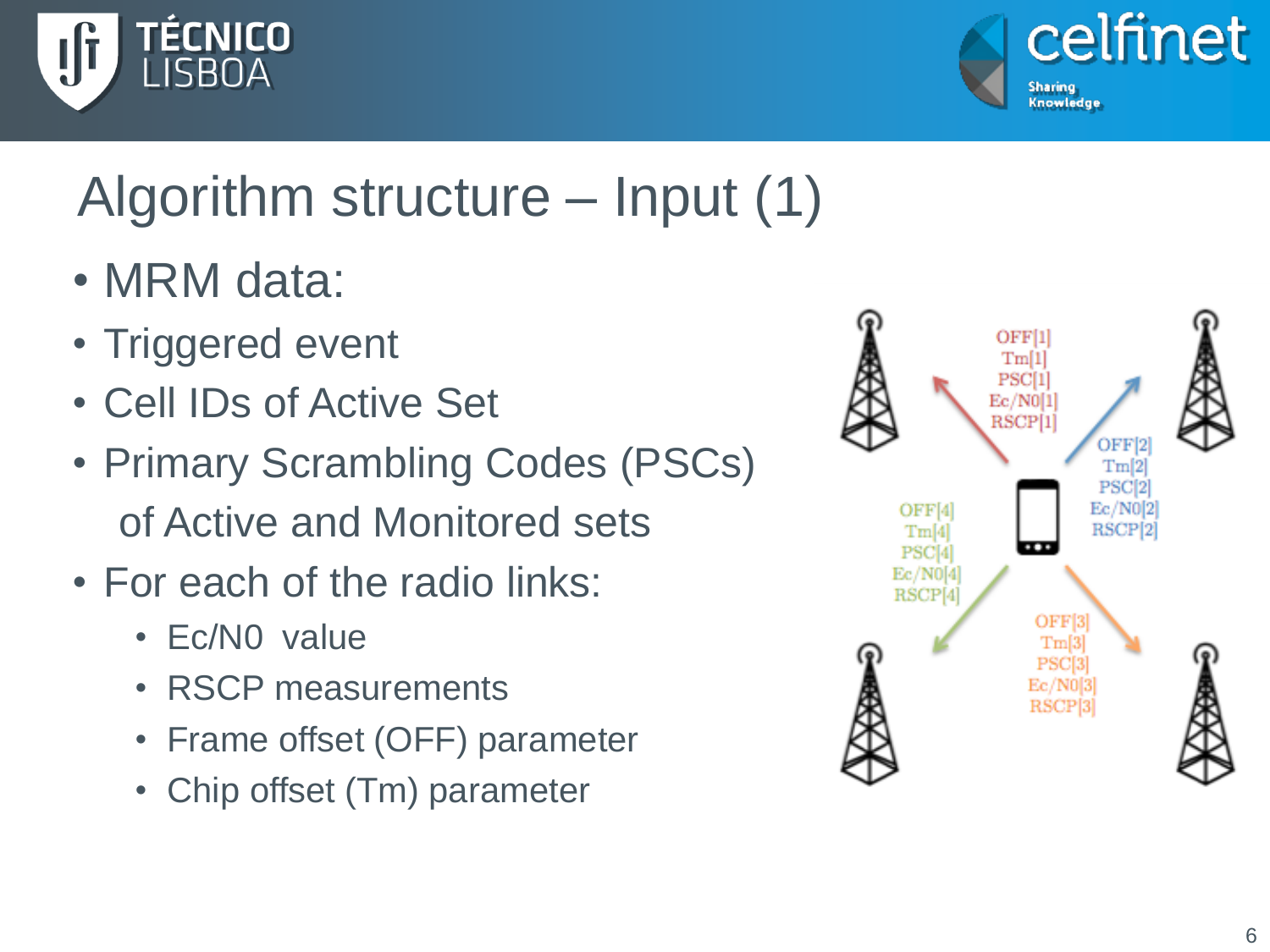# Algorithm structure – Input (1)

- MRM data:
- Triggered event
- Cell IDs of Active Set
- Primary Scrambling Codes (PSCs) of Active and Monitored sets
- For each of the radio links:
  - Ec/N0 value
  - RSCP measurements
  - Frame offset (OFF) parameter
  - Chip offset (Tm) parameter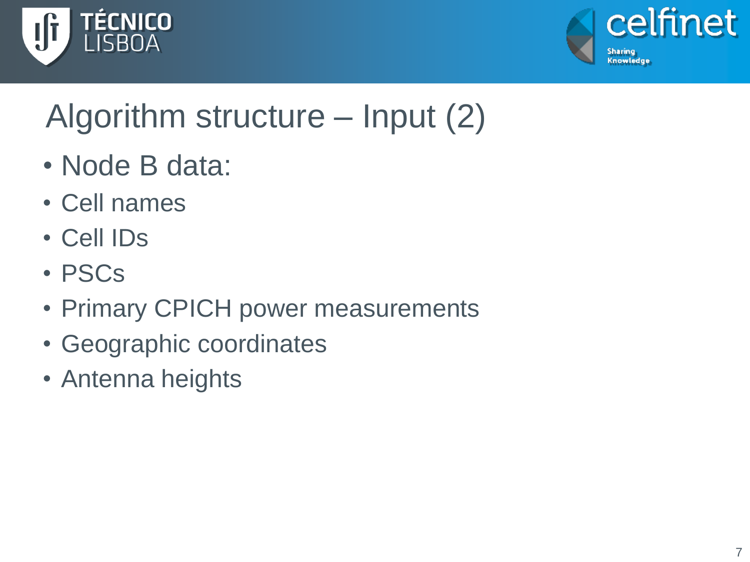# Algorithm structure – Input (2)

- Node B data:
- Cell names
- Cell IDs
- PSCs
- Primary CPICH power measurements
- Geographic coordinates
- Antenna heights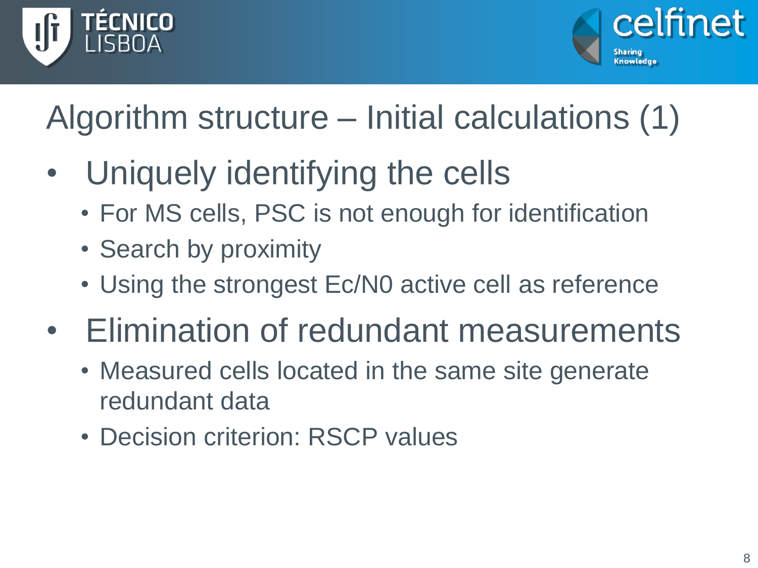# Algorithm structure – Initial calculations (1)

- Uniquely identifying the cells
  - For MS cells, PSC is not enough for identification
  - Search by proximity
  - Using the strongest Ec/N0 active cell as reference
- Elimination of redundant measurements
  - Measured cells located in the same site generate redundant data
  - Decision criterion: RSCP values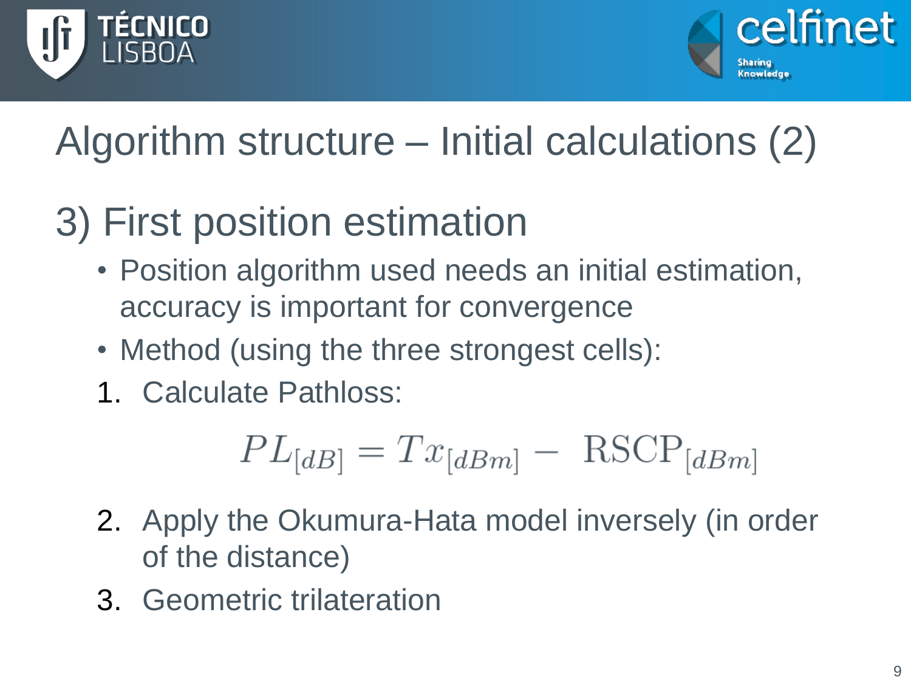# Algorithm structure – Initial calculations (2)

## 3) First position estimation

- Position algorithm used needs an initial estimation, accuracy is important for convergence
- Method (using the three strongest cells):

1. Calculate Pathloss:

$$PL_{[dB]} = Tx_{[dBm]} - \text{RSCP}_{[dBm]}$$

2. Apply the Okumura-Hata model inversely (in order of the distance)
3. Geometric trilateration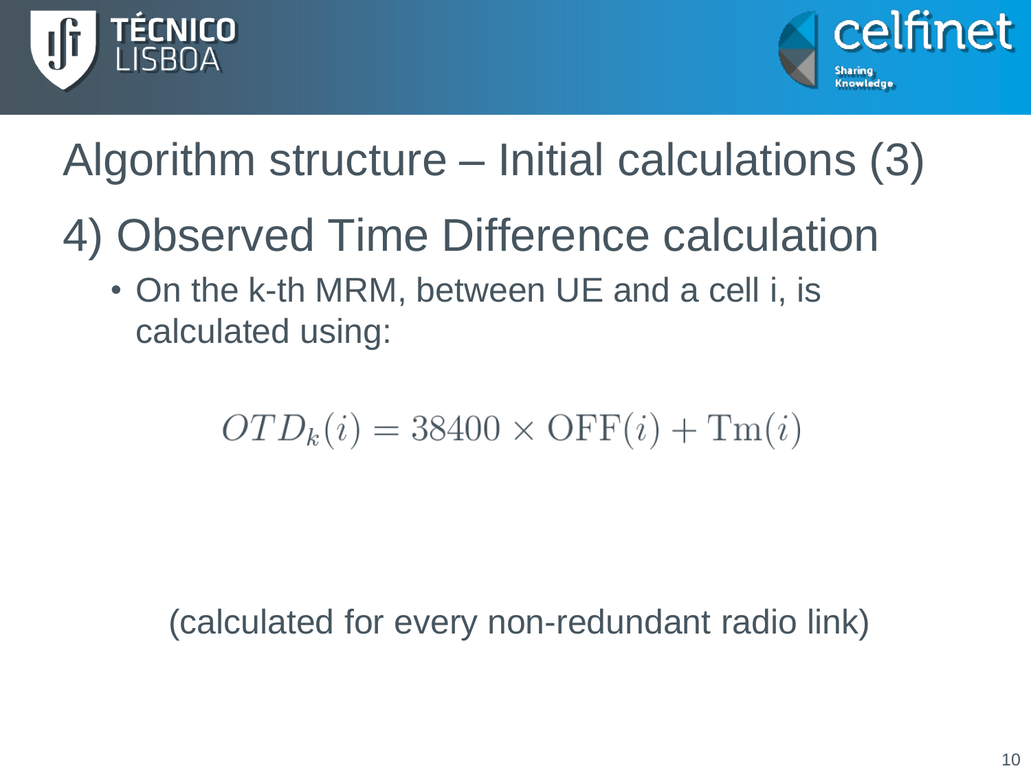# Algorithm structure – Initial calculations (3)

## 4) Observed Time Difference calculation

- On the k-th MRM, between UE and a cell i, is calculated using:

$$OTD_k(i) = 38400 \times \mathrm{OFF}(i) + \mathrm{Tm}(i)$$

(calculated for every non-redundant radio link)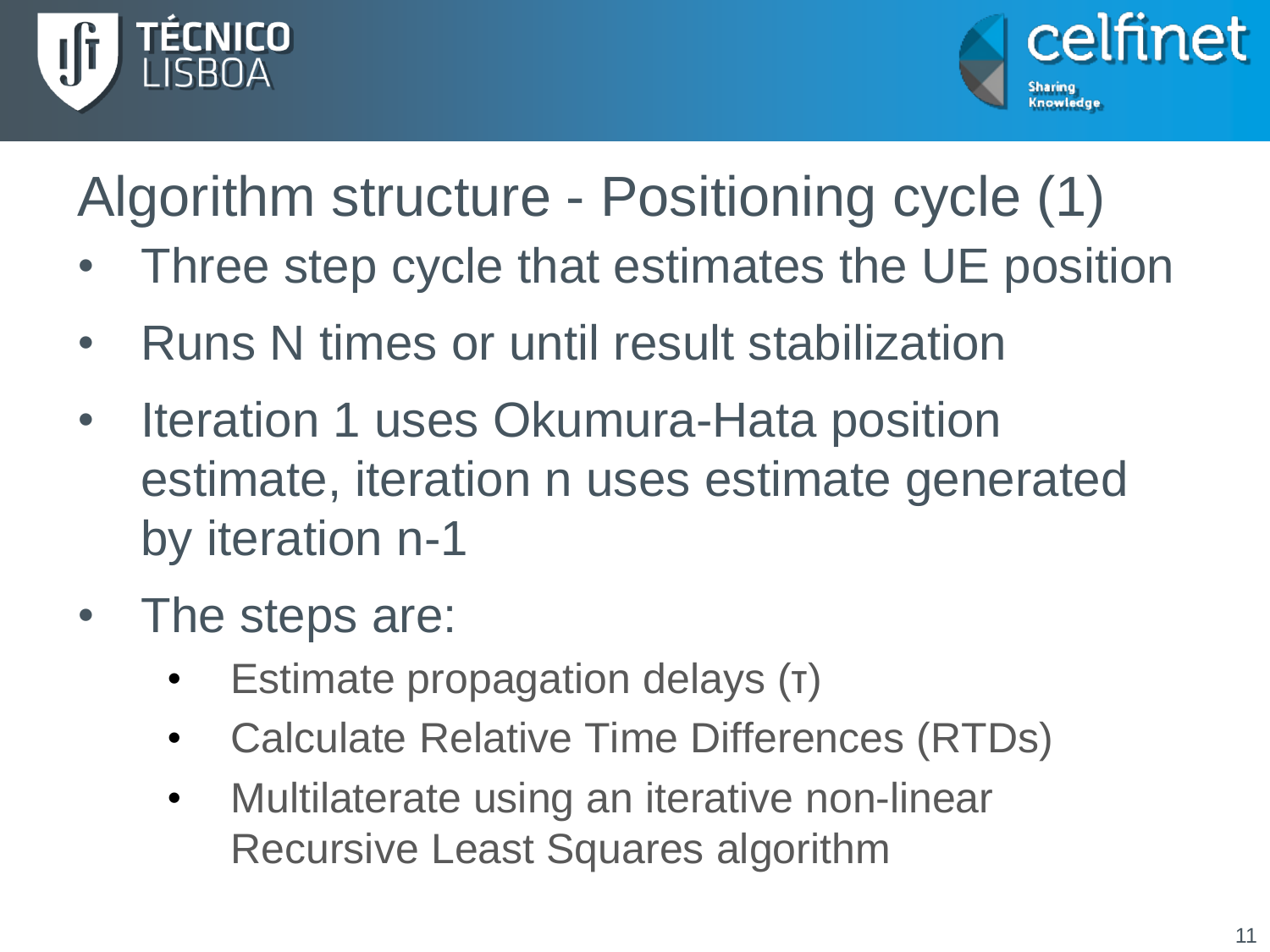# Algorithm structure - Positioning cycle (1)

- Three step cycle that estimates the UE position
- Runs N times or until result stabilization
- Iteration 1 uses Okumura-Hata position estimate, iteration n uses estimate generated by iteration n-1
- The steps are:
  - Estimate propagation delays ($\tau$)
  - Calculate Relative Time Differences (RTDs)
  - Multilaterate using an iterative non-linear Recursive Least Squares algorithm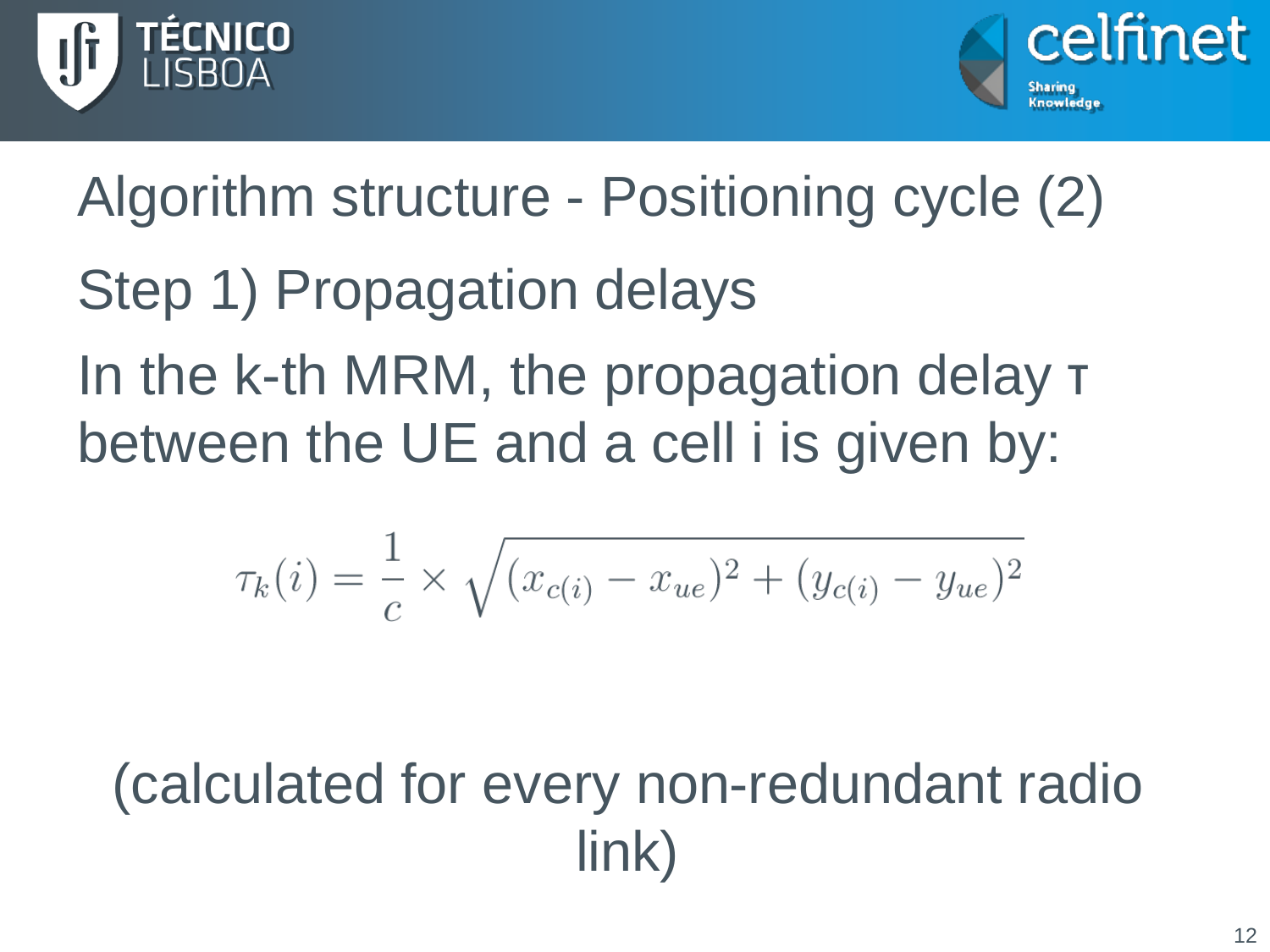# Algorithm structure - Positioning cycle (2)

## Step 1) Propagation delays

In the k-th MRM, the propagation delay $\tau$ between the UE and a cell i is given by:

$$\tau_k(i) = \frac{1}{c} \times \sqrt{(x_{c(i)} - x_{ue})^2 + (y_{c(i)} - y_{ue})^2}$$

(calculated for every non-redundant radio link)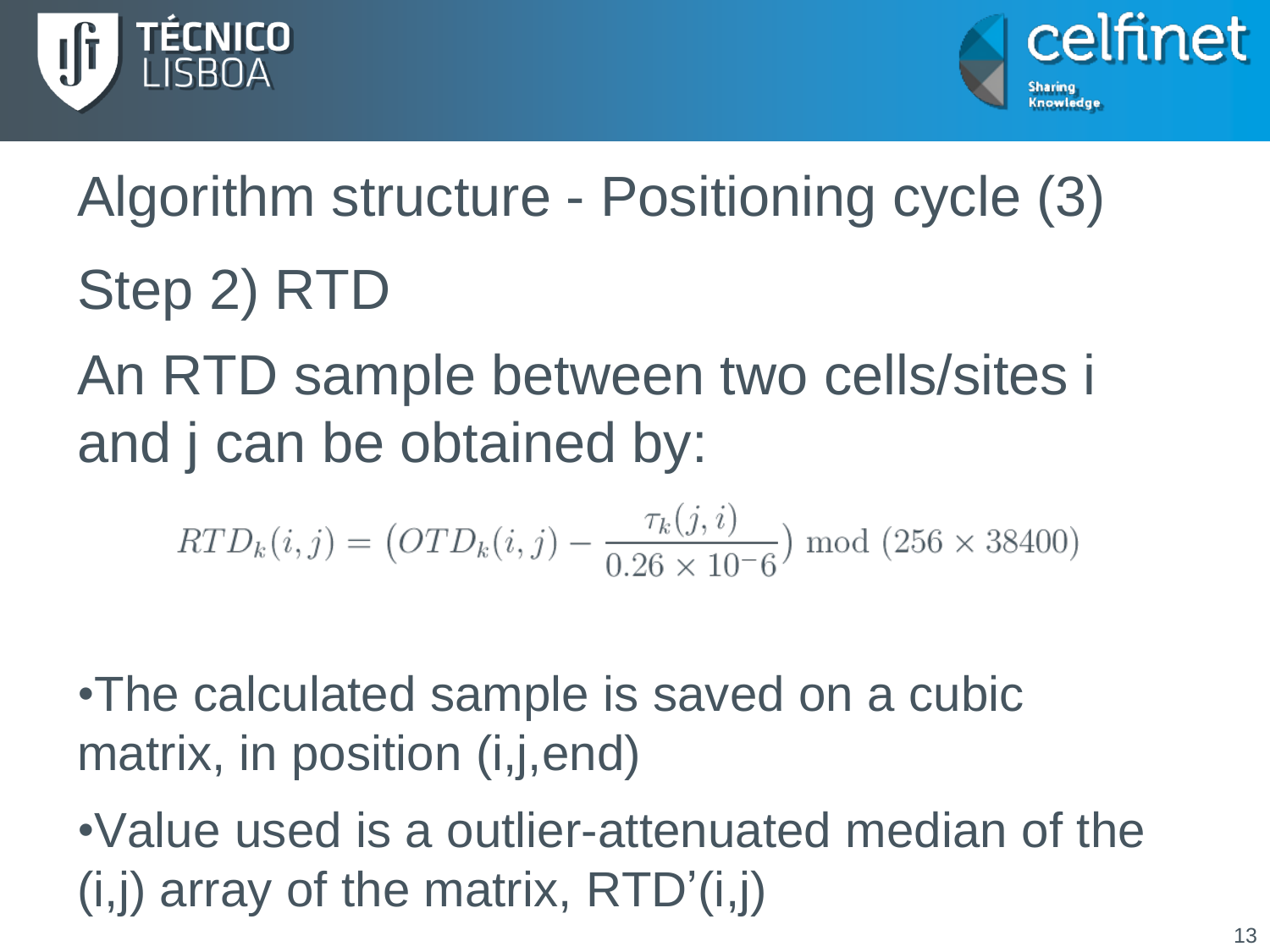# Algorithm structure - Positioning cycle (3)

## Step 2) RTD

An RTD sample between two cells/sites i and j can be obtained by:

$$RTD_k(i,j) = \left(OTD_k(i,j) - \frac{\tau_k(j,i)}{0.26 \times 10^{-6}}\right) \bmod (256 \times 38400)$$

- The calculated sample is saved on a cubic matrix, in position (i,j,end)
- Value used is a outlier-attenuated median of the (i,j) array of the matrix, RTD'(i,j)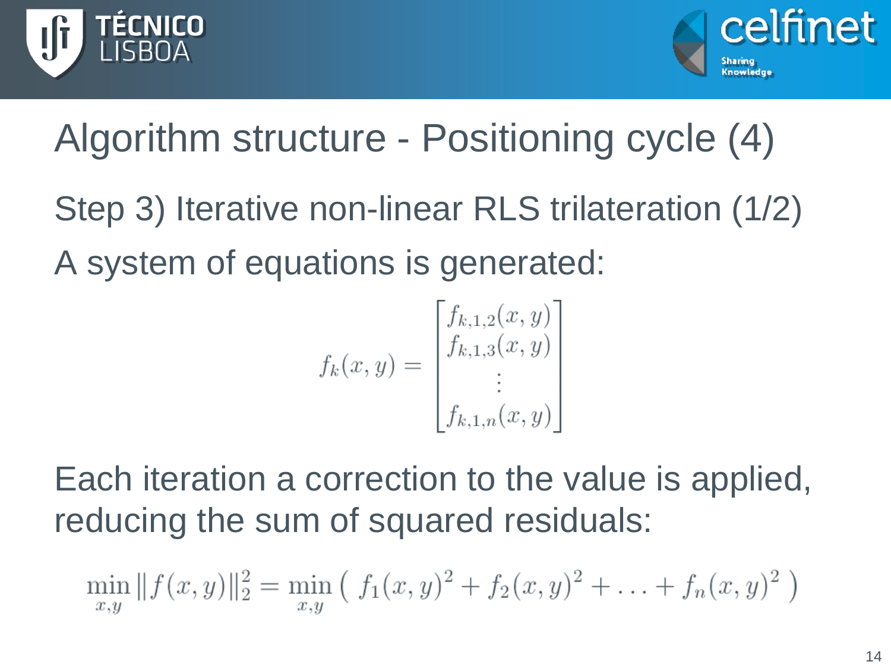# Algorithm structure - Positioning cycle (4)

## Step 3) Iterative non-linear RLS trilateration (1/2)

A system of equations is generated:

$$f_k(x,y) = \begin{bmatrix} f_{k,1,2}(x,y) \\ f_{k,1,3}(x,y) \\ \vdots \\ f_{k,1,n}(x,y) \end{bmatrix}$$

Each iteration a correction to the value is applied, reducing the sum of squared residuals:

$$\min_{x,y} \|f(x,y)\|_2^2 = \min_{x,y} \left( \, f_1(x,y)^2 + f_2(x,y)^2 + \ldots + f_n(x,y)^2 \, \right)$$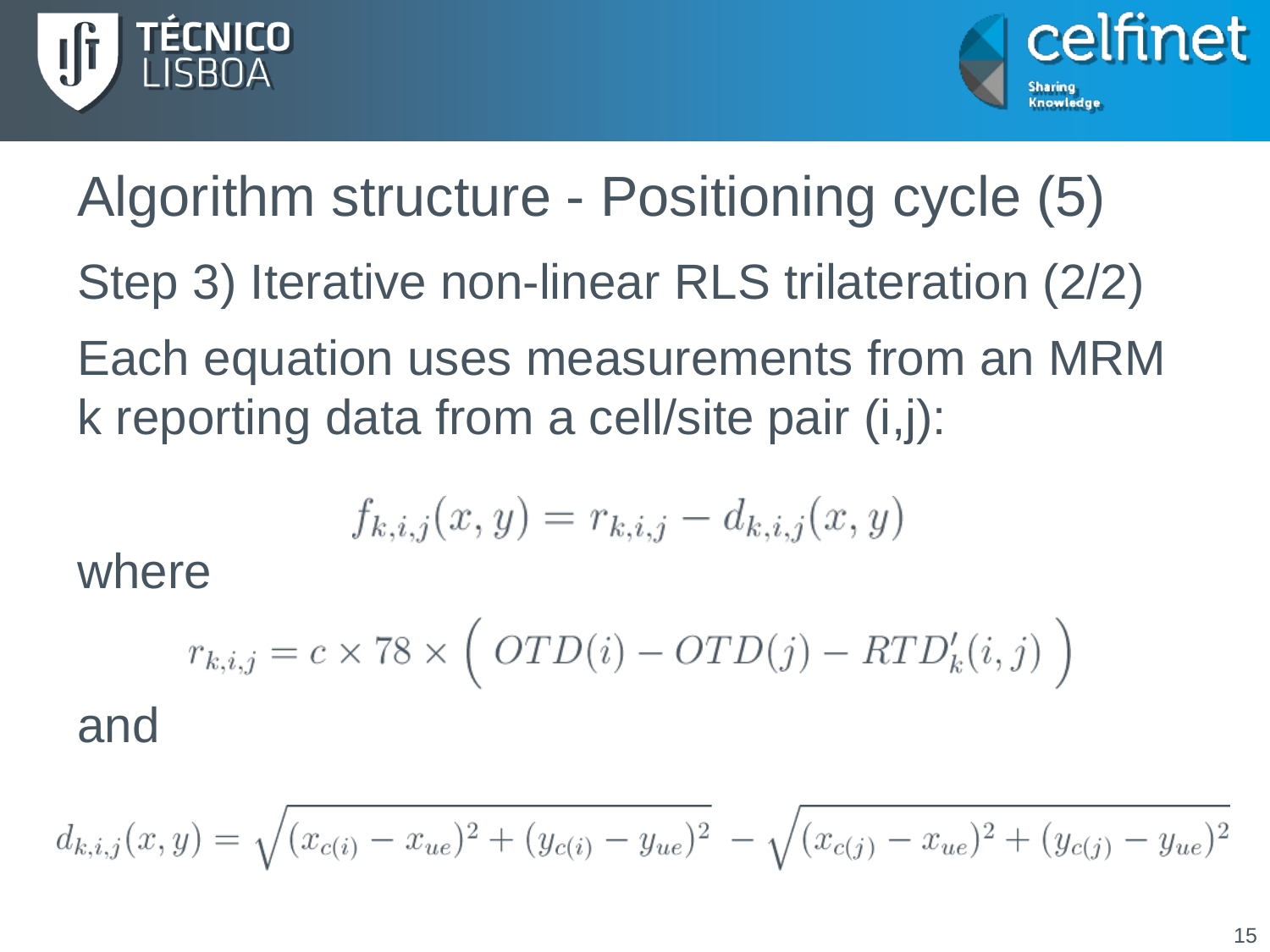# Algorithm structure - Positioning cycle (5)

## Step 3) Iterative non-linear RLS trilateration (2/2)

Each equation uses measurements from an MRM k reporting data from a cell/site pair (i,j):

$$f_{k,i,j}(x, y) = r_{k,i,j} - d_{k,i,j}(x, y)$$

where

$$r_{k,i,j} = c \times 78 \times \Big( \, OTD(i) - OTD(j) - RTD'_k(i, j) \, \Big)$$

and

$$d_{k,i,j}(x, y) = \sqrt{(x_{c(i)} - x_{ue})^2 + (y_{c(i)} - y_{ue})^2} \; - \sqrt{(x_{c(j)} - x_{ue})^2 + (y_{c(j)} - y_{ue})^2}$$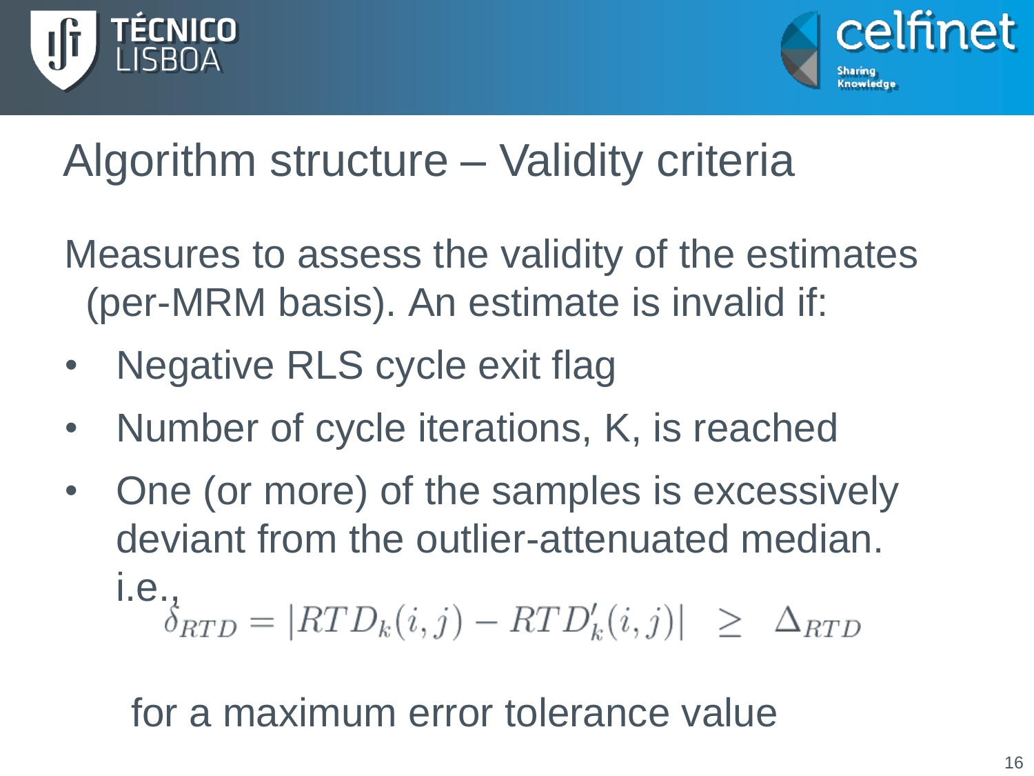# Algorithm structure – Validity criteria

Measures to assess the validity of the estimates (per-MRM basis). An estimate is invalid if:

- Negative RLS cycle exit flag
- Number of cycle iterations, K, is reached
- One (or more) of the samples is excessively deviant from the outlier-attenuated median. i.e.,

$$\delta_{RTD} = |RTD_k(i,j) - RTD'_k(i,j)| \;\; \geq \;\; \Delta_{RTD}$$

for a maximum error tolerance value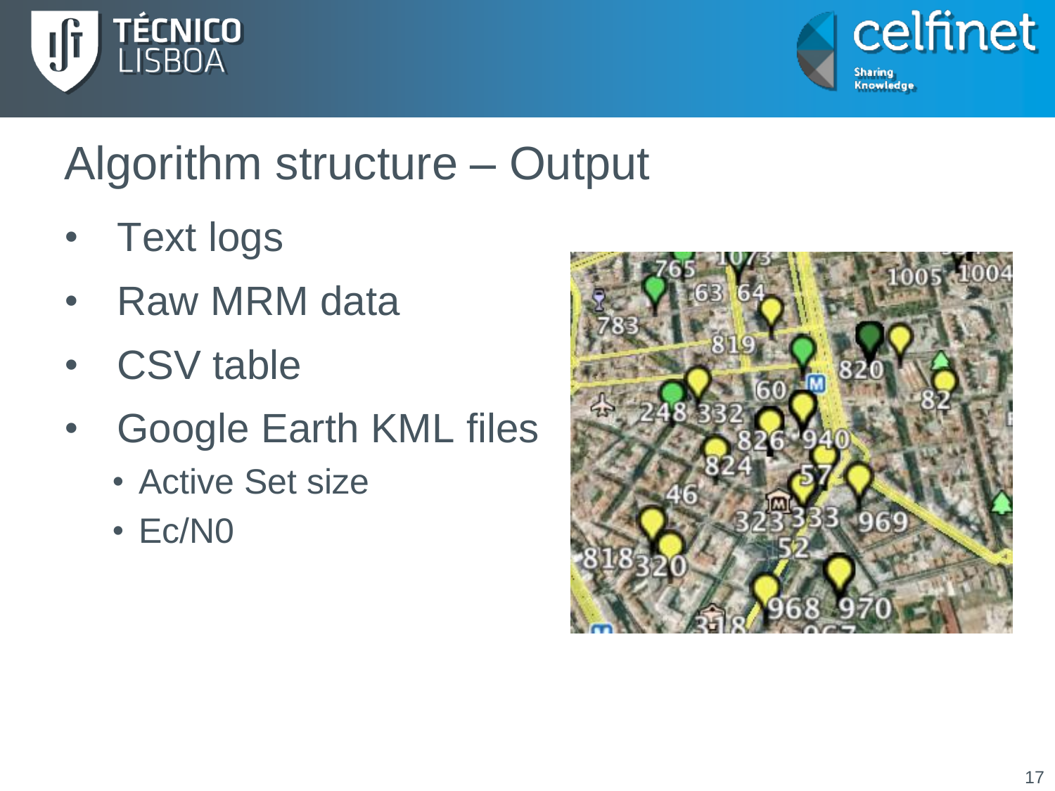# Algorithm structure – Output

- Text logs
- Raw MRM data
- CSV table
- Google Earth KML files
  - Active Set size
  - Ec/N0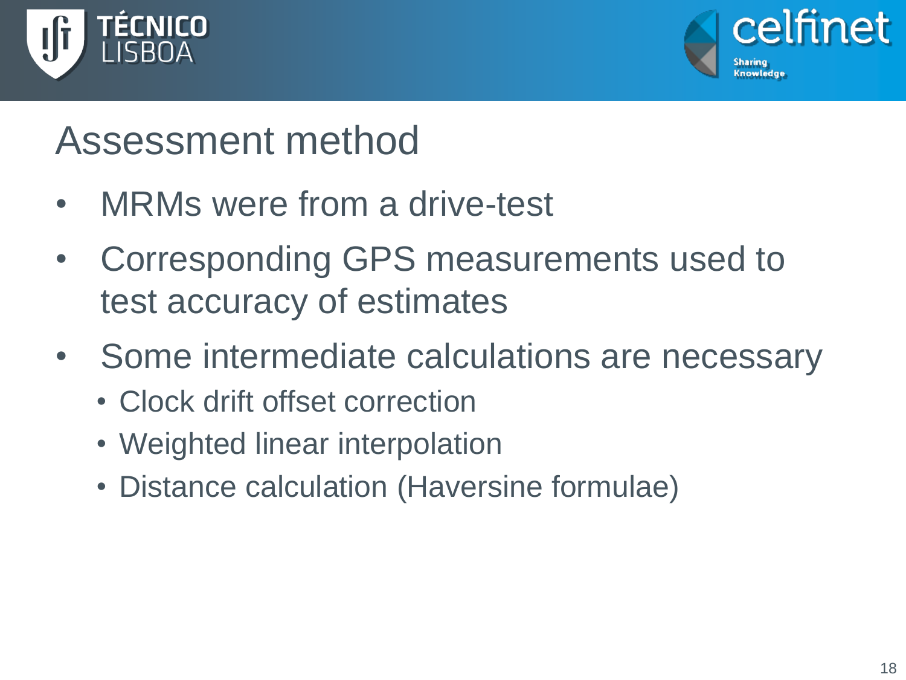# Assessment method

- MRMs were from a drive-test
- Corresponding GPS measurements used to test accuracy of estimates
- Some intermediate calculations are necessary
  - Clock drift offset correction
  - Weighted linear interpolation
  - Distance calculation (Haversine formulae)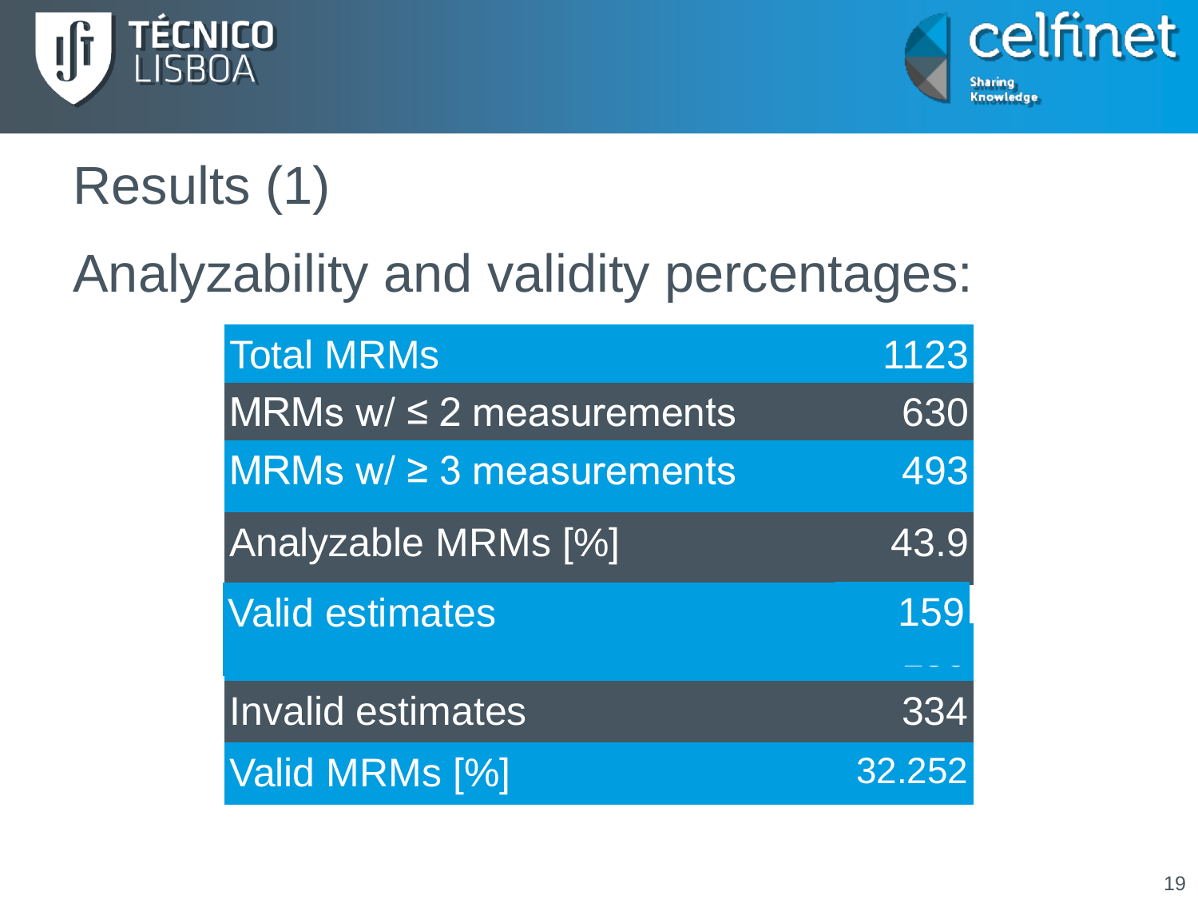# Results (1)

## Analyzability and validity percentages:

| Total MRMs | 1123 |
| --- | --- |
| MRMs w/ ≤ 2 measurements | 630 |
| MRMs w/ ≥ 3 measurements | 493 |
| Analyzable MRMs [%] | 43.9 |
| Valid estimates | 159 |
| Invalid estimates | 334 |
| Valid MRMs [%] | 32.252 |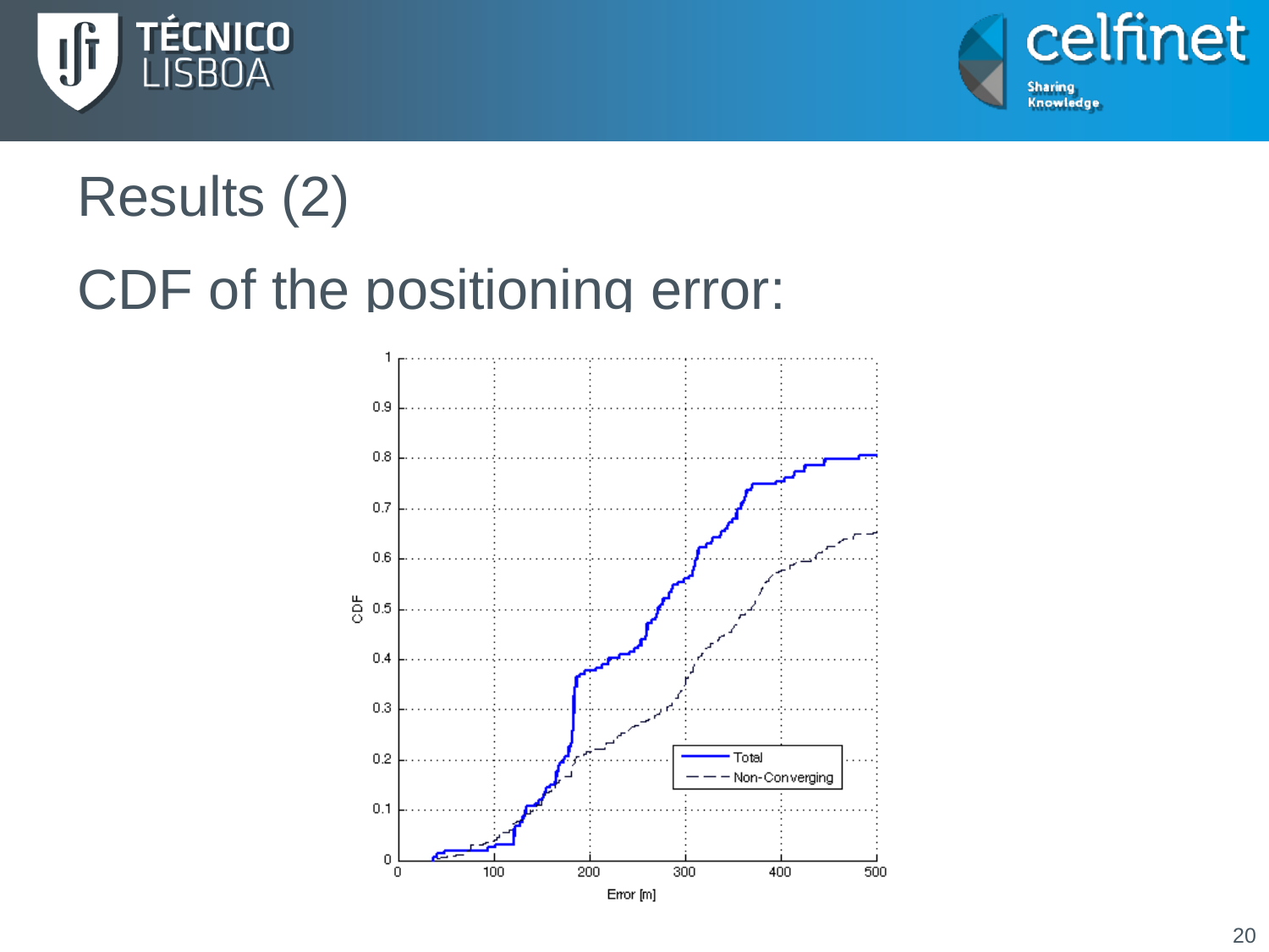# Results (2)

## CDF of the positioning error: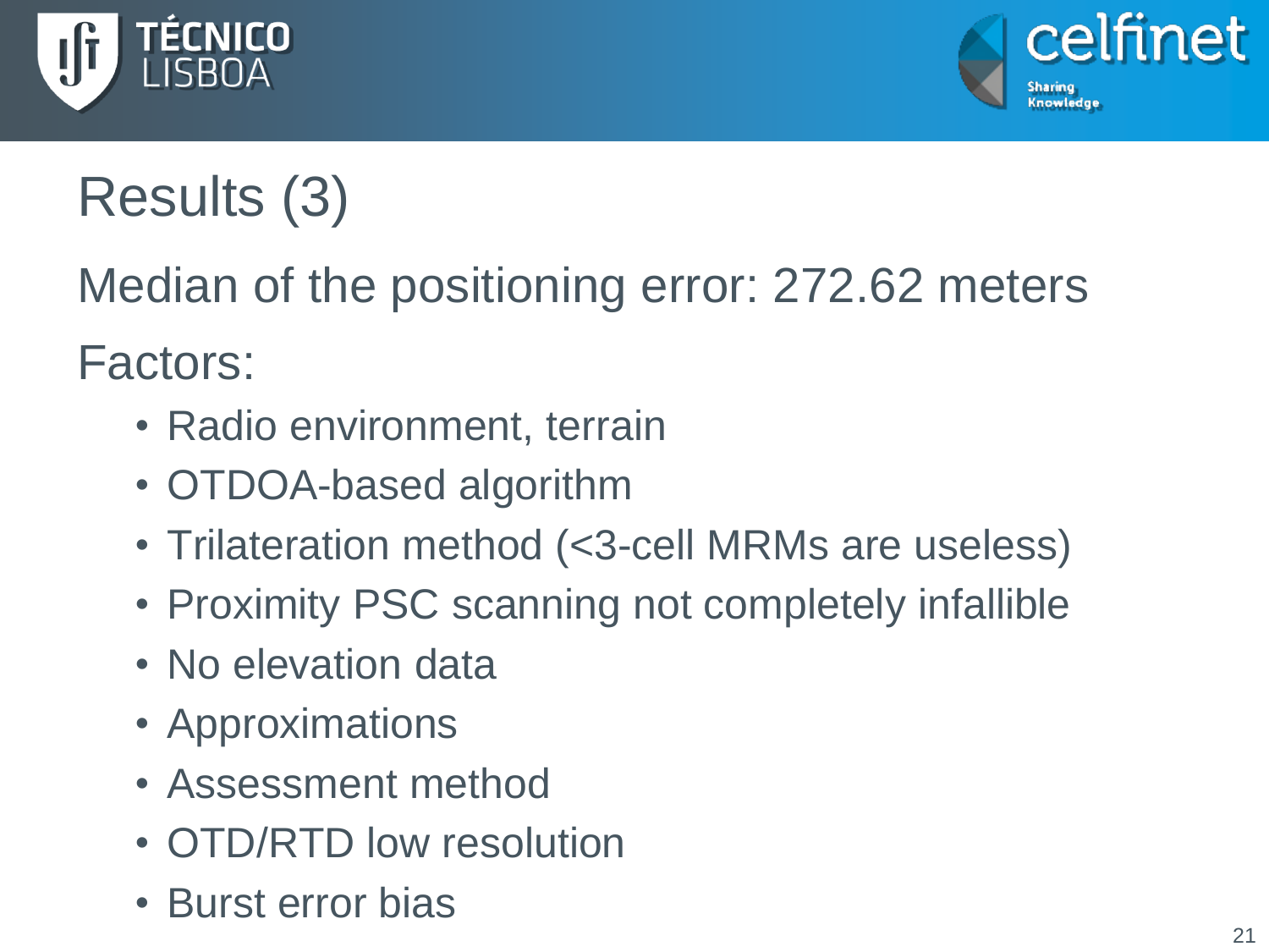# Results (3)

Median of the positioning error: 272.62 meters

Factors:

- Radio environment, terrain
- OTDOA-based algorithm
- Trilateration method (<3-cell MRMs are useless)
- Proximity PSC scanning not completely infallible
- No elevation data
- Approximations
- Assessment method
- OTD/RTD low resolution
- Burst error bias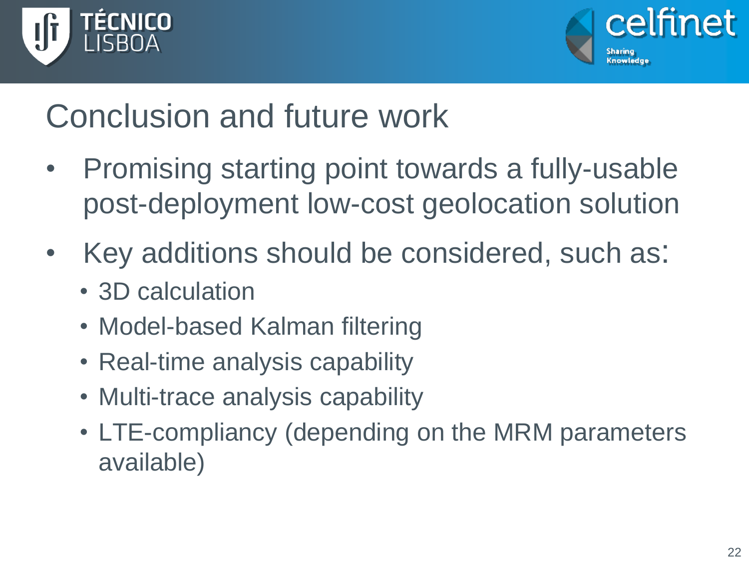# Conclusion and future work

- Promising starting point towards a fully-usable post-deployment low-cost geolocation solution
- Key additions should be considered, such as:
  - 3D calculation
  - Model-based Kalman filtering
  - Real-time analysis capability
  - Multi-trace analysis capability
  - LTE-compliancy (depending on the MRM parameters available)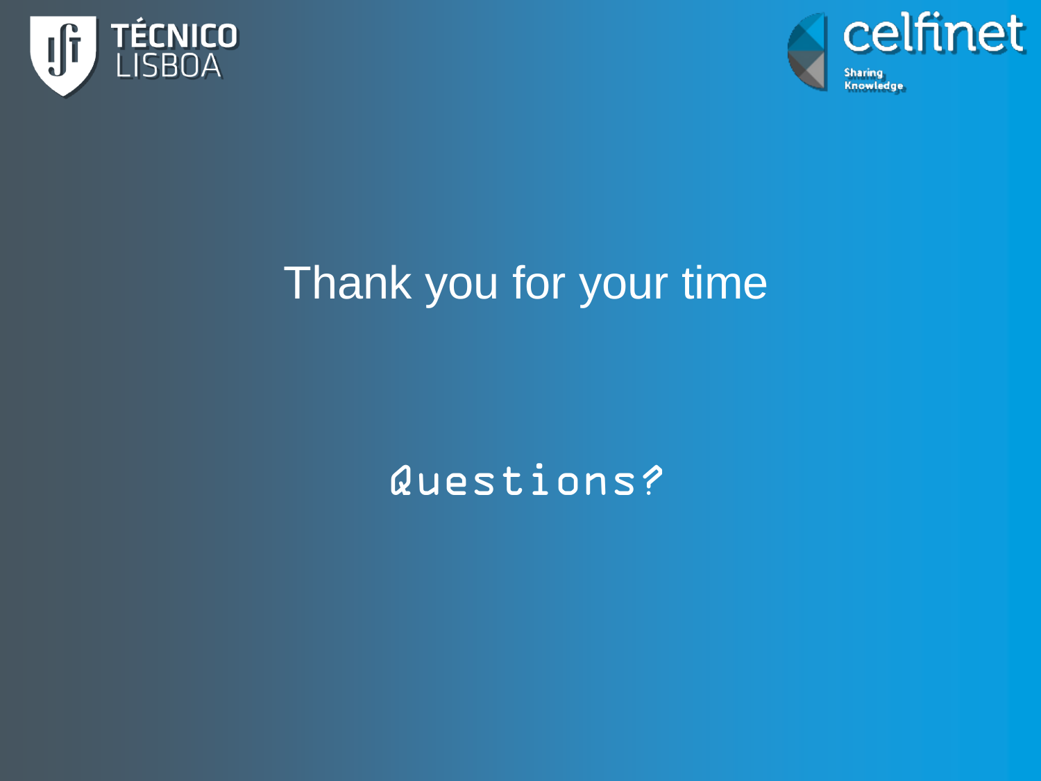Thank you for your time

Questions?